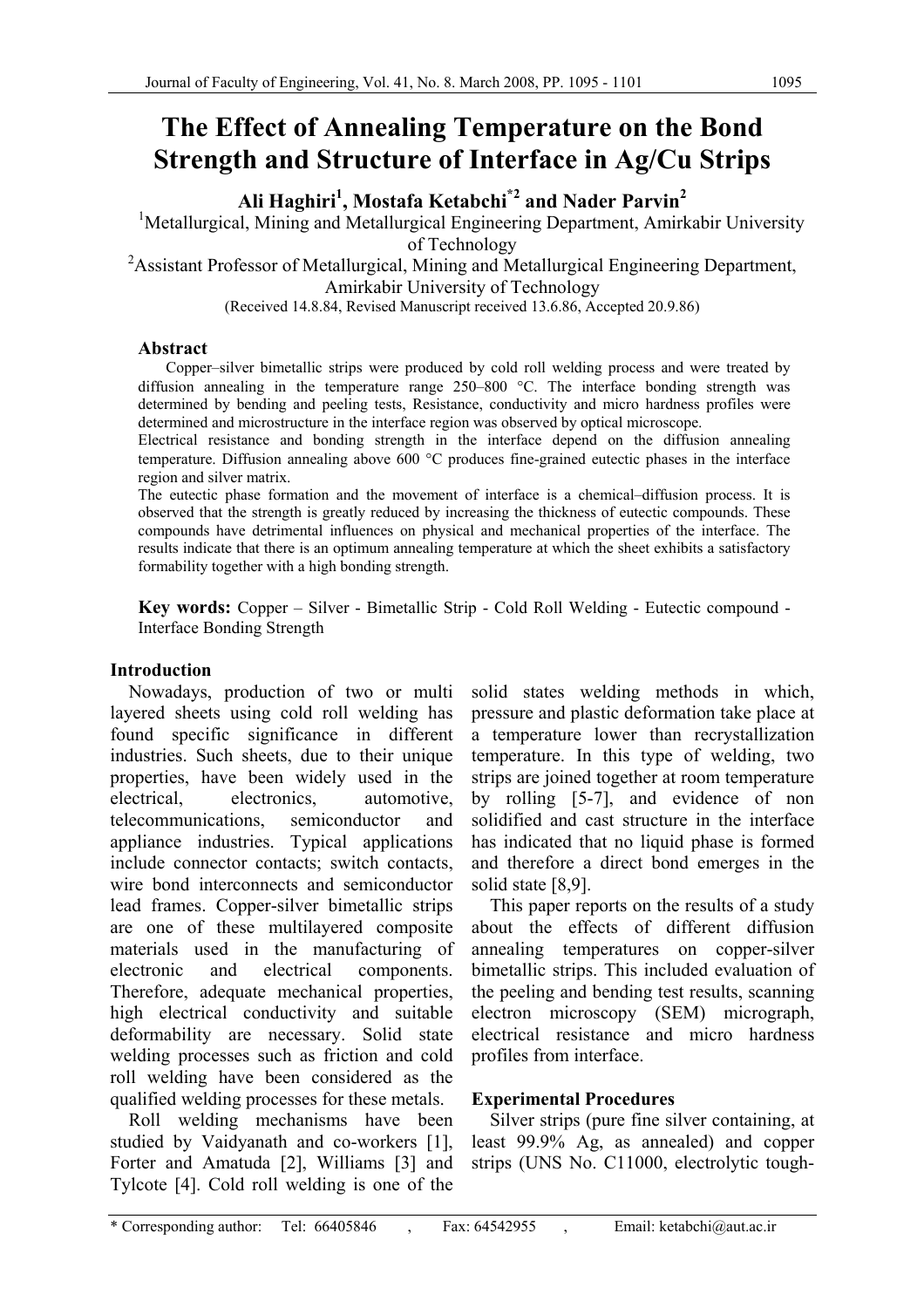# The Effect of Annealing Temperature on the Bond Strength and Structure of Interface in Ag/Cu Strips

**Ali Haghiri[1], Mostafa Ketabchi[*2] and Nader Parvin[2]**

[1]Metallurgical, Mining and Metallurgical Engineering Department, Amirkabir University of Technology

[2]Assistant Professor of Metallurgical, Mining and Metallurgical Engineering Department, Amirkabir University of Technology

(Received 14.8.84, Revised Manuscript received 13.6.86, Accepted 20.9.86)

## Abstract

Copper–silver bimetallic strips were produced by cold roll welding process and were treated by diffusion annealing in the temperature range 250–800 °C. The interface bonding strength was determined by bending and peeling tests, Resistance, conductivity and micro hardness profiles were determined and microstructure in the interface region was observed by optical microscope.

Electrical resistance and bonding strength in the interface depend on the diffusion annealing temperature. Diffusion annealing above 600 °C produces fine-grained eutectic phases in the interface region and silver matrix.

The eutectic phase formation and the movement of interface is a chemical–diffusion process. It is observed that the strength is greatly reduced by increasing the thickness of eutectic compounds. These compounds have detrimental influences on physical and mechanical properties of the interface. The results indicate that there is an optimum annealing temperature at which the sheet exhibits a satisfactory formability together with a high bonding strength.

**Key words:** Copper – Silver - Bimetallic Strip - Cold Roll Welding - Eutectic compound - Interface Bonding Strength

## Introduction

Nowadays, production of two or multi layered sheets using cold roll welding has found specific significance in different industries. Such sheets, due to their unique properties, have been widely used in the electrical, electronics, automotive, telecommunications, semiconductor and appliance industries. Typical applications include connector contacts; switch contacts, wire bond interconnects and semiconductor lead frames. Copper-silver bimetallic strips are one of these multilayered composite materials used in the manufacturing of electronic and electrical components. Therefore, adequate mechanical properties, high electrical conductivity and suitable deformability are necessary. Solid state welding processes such as friction and cold roll welding have been considered as the qualified welding processes for these metals.

Roll welding mechanisms have been studied by Vaidyanath and co-workers [1], Forter and Amatuda [2], Williams [3] and Tylcote [4]. Cold roll welding is one of the solid states welding methods in which, pressure and plastic deformation take place at a temperature lower than recrystallization temperature. In this type of welding, two strips are joined together at room temperature by rolling [5-7], and evidence of non solidified and cast structure in the interface has indicated that no liquid phase is formed and therefore a direct bond emerges in the solid state [8,9].

This paper reports on the results of a study about the effects of different diffusion annealing temperatures on copper-silver bimetallic strips. This included evaluation of the peeling and bending test results, scanning electron microscopy (SEM) micrograph, electrical resistance and micro hardness profiles from interface.

## Experimental Procedures

Silver strips (pure fine silver containing, at least 99.9% Ag, as annealed) and copper strips (UNS No. C11000, electrolytic tough-

* Corresponding author: Tel: 66405846 , Fax: 64542955 , Email: ketabchi@aut.ac.ir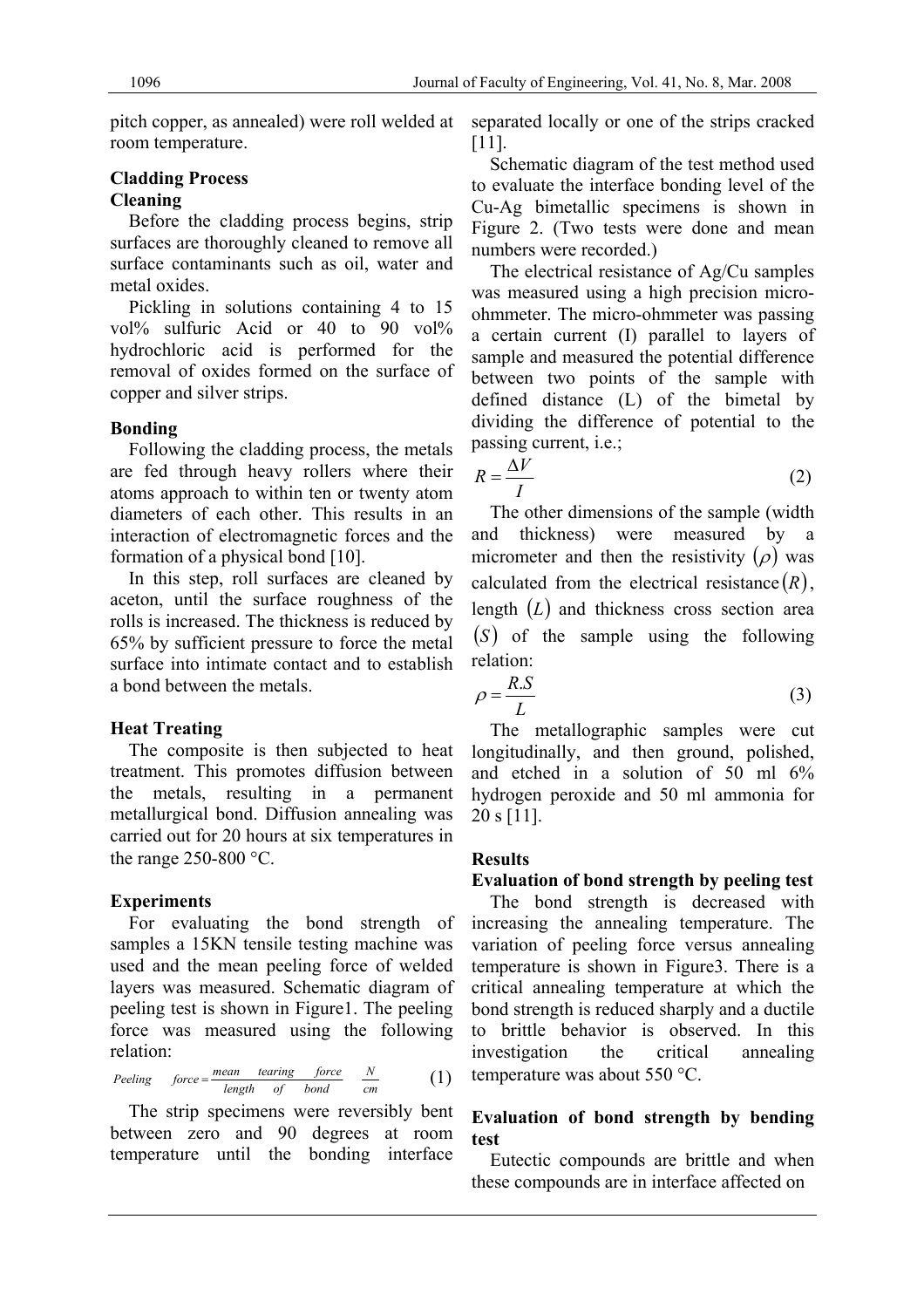pitch copper, as annealed) were roll welded at room temperature.

### Cladding Process

### Cleaning

Before the cladding process begins, strip surfaces are thoroughly cleaned to remove all surface contaminants such as oil, water and metal oxides.

Pickling in solutions containing 4 to 15 vol% sulfuric Acid or 40 to 90 vol% hydrochloric acid is performed for the removal of oxides formed on the surface of copper and silver strips.

### Bonding

Following the cladding process, the metals are fed through heavy rollers where their atoms approach to within ten or twenty atom diameters of each other. This results in an interaction of electromagnetic forces and the formation of a physical bond [10].

In this step, roll surfaces are cleaned by aceton, until the surface roughness of the rolls is increased. The thickness is reduced by 65% by sufficient pressure to force the metal surface into intimate contact and to establish a bond between the metals.

### Heat Treating

The composite is then subjected to heat treatment. This promotes diffusion between the metals, resulting in a permanent metallurgical bond. Diffusion annealing was carried out for 20 hours at six temperatures in the range 250-800 °C.

### Experiments

For evaluating the bond strength of samples a 15KN tensile testing machine was used and the mean peeling force of welded layers was measured. Schematic diagram of peeling test is shown in Figure1. The peeling force was measured using the following relation:

$$Peeling \quad force = \frac{mean \quad tearing \quad force}{length \quad of \quad bond} \quad \frac{N}{cm} \tag{1}$$

The strip specimens were reversibly bent between zero and 90 degrees at room temperature until the bonding interface separated locally or one of the strips cracked [11].

Schematic diagram of the test method used to evaluate the interface bonding level of the Cu-Ag bimetallic specimens is shown in Figure 2. (Two tests were done and mean numbers were recorded.)

The electrical resistance of Ag/Cu samples was measured using a high precision micro-ohmmeter. The micro-ohmmeter was passing a certain current (I) parallel to layers of sample and measured the potential difference between two points of the sample with defined distance (L) of the bimetal by dividing the difference of potential to the passing current, i.e.;

$$R = \frac{\Delta V}{I} \tag{2}$$

The other dimensions of the sample (width and thickness) were measured by a micrometer and then the resistivity $(\rho)$ was calculated from the electrical resistance$(R)$, length $(L)$ and thickness cross section area $(S)$ of the sample using the following relation:

$$\rho = \frac{R.S}{L} \tag{3}$$

The metallographic samples were cut longitudinally, and then ground, polished, and etched in a solution of 50 ml 6% hydrogen peroxide and 50 ml ammonia for 20 s [11].

## Results

### Evaluation of bond strength by peeling test

The bond strength is decreased with increasing the annealing temperature. The variation of peeling force versus annealing temperature is shown in Figure3. There is a critical annealing temperature at which the bond strength is reduced sharply and a ductile to brittle behavior is observed. In this investigation the critical annealing temperature was about 550 °C.

### Evaluation of bond strength by bending test

Eutectic compounds are brittle and when these compounds are in interface affected on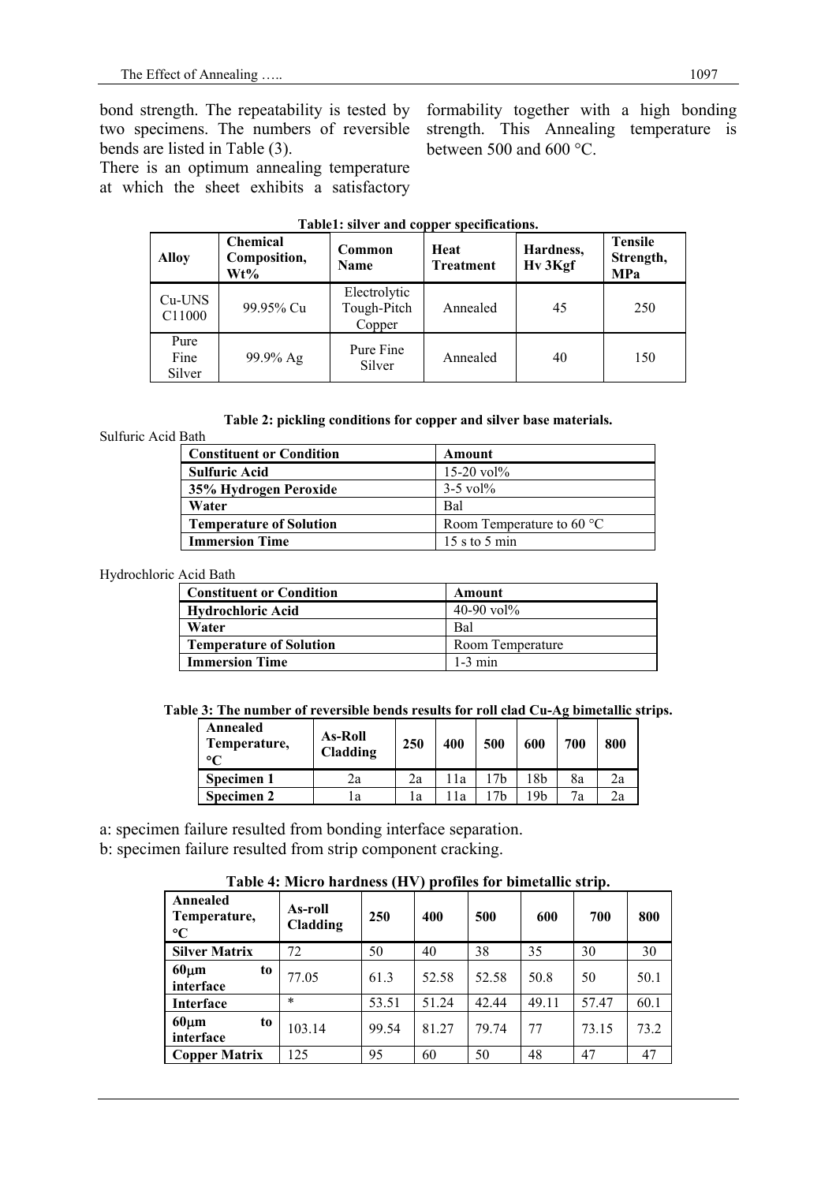bond strength. The repeatability is tested by two specimens. The numbers of reversible bends are listed in Table (3).

There is an optimum annealing temperature at which the sheet exhibits a satisfactory formability together with a high bonding strength. This Annealing temperature is between 500 and 600 °C.

**Table1: silver and copper specifications.**

| Alloy | Chemical Composition, Wt% | Common Name | Heat Treatment | Hardness, Hv 3Kgf | Tensile Strength, MPa |
|---|---|---|---|---|---|
| Cu-UNS C11000 | 99.95% Cu | Electrolytic Tough-Pitch Copper | Annealed | 45 | 250 |
| Pure Fine Silver | 99.9% Ag | Pure Fine Silver | Annealed | 40 | 150 |

**Table 2: pickling conditions for copper and silver base materials.**

Sulfuric Acid Bath

| Constituent or Condition | Amount |
|---|---|
| **Sulfuric Acid** | 15-20 vol% |
| **35% Hydrogen Peroxide** | 3-5 vol% |
| **Water** | Bal |
| **Temperature of Solution** | Room Temperature to 60 °C |
| **Immersion Time** | 15 s to 5 min |

Hydrochloric Acid Bath

| Constituent or Condition | Amount |
|---|---|
| **Hydrochloric Acid** | 40-90 vol% |
| **Water** | Bal |
| **Temperature of Solution** | Room Temperature |
| **Immersion Time** | 1-3 min |

**Table 3: The number of reversible bends results for roll clad Cu-Ag bimetallic strips.**

| Annealed Temperature, °C | As-Roll Cladding | 250 | 400 | 500 | 600 | 700 | 800 |
|---|---|---|---|---|---|---|---|
| **Specimen 1** | 2a | 2a | 11a | 17b | 18b | 8a | 2a |
| **Specimen 2** | 1a | 1a | 11a | 17b | 19b | 7a | 2a |

a: specimen failure resulted from bonding interface separation.
b: specimen failure resulted from strip component cracking.

**Table 4: Micro hardness (HV) profiles for bimetallic strip.**

| Annealed Temperature, °C | As-roll Cladding | 250 | 400 | 500 | 600 | 700 | 800 |
|---|---|---|---|---|---|---|---|
| **Silver Matrix** | 72 | 50 | 40 | 38 | 35 | 30 | 30 |
| **60μm to interface** | 77.05 | 61.3 | 52.58 | 52.58 | 50.8 | 50 | 50.1 |
| **Interface** | * | 53.51 | 51.24 | 42.44 | 49.11 | 57.47 | 60.1 |
| **60μm to interface** | 103.14 | 99.54 | 81.27 | 79.74 | 77 | 73.15 | 73.2 |
| **Copper Matrix** | 125 | 95 | 60 | 50 | 48 | 47 | 47 |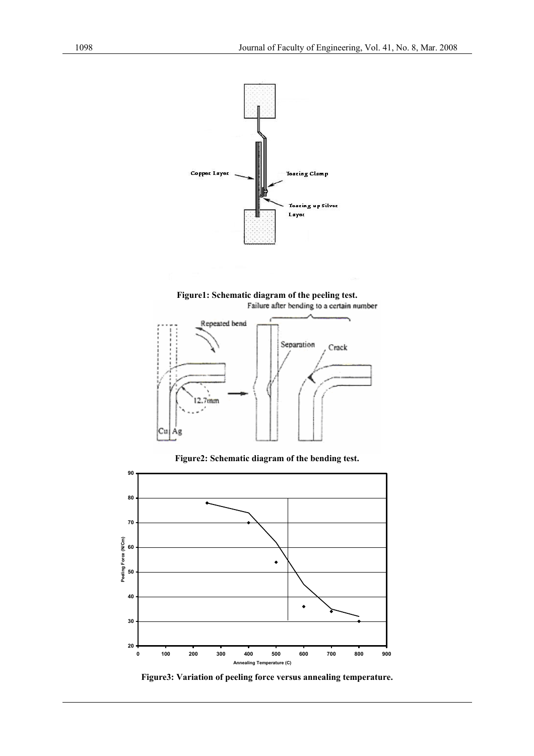Figure1: Schematic diagram of the peeling test.

Figure2: Schematic diagram of the bending test.

Figure3: Variation of peeling force versus annealing temperature.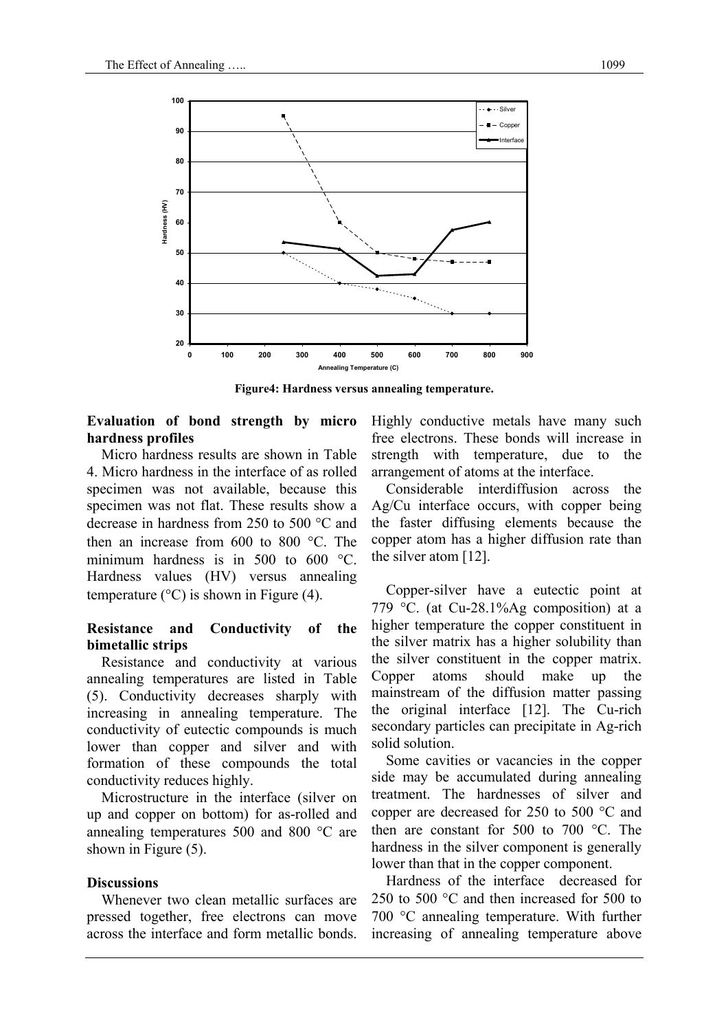Figure4: Hardness versus annealing temperature.

**Evaluation of bond strength by micro hardness profiles**

Micro hardness results are shown in Table 4. Micro hardness in the interface of as rolled specimen was not available, because this specimen was not flat. These results show a decrease in hardness from 250 to 500 °C and then an increase from 600 to 800 °C. The minimum hardness is in 500 to 600 °C. Hardness values (HV) versus annealing temperature (°C) is shown in Figure (4).

**Resistance and Conductivity of the bimetallic strips**

Resistance and conductivity at various annealing temperatures are listed in Table (5). Conductivity decreases sharply with increasing in annealing temperature. The conductivity of eutectic compounds is much lower than copper and silver and with formation of these compounds the total conductivity reduces highly.

Microstructure in the interface (silver on up and copper on bottom) for as-rolled and annealing temperatures 500 and 800 °C are shown in Figure (5).

**Discussions**

Whenever two clean metallic surfaces are pressed together, free electrons can move across the interface and form metallic bonds. Highly conductive metals have many such free electrons. These bonds will increase in strength with temperature, due to the arrangement of atoms at the interface.

Considerable interdiffusion across the Ag/Cu interface occurs, with copper being the faster diffusing elements because the copper atom has a higher diffusion rate than the silver atom [12].

Copper-silver have a eutectic point at 779 °C. (at Cu-28.1%Ag composition) at a higher temperature the copper constituent in the silver matrix has a higher solubility than the silver constituent in the copper matrix. Copper atoms should make up the mainstream of the diffusion matter passing the original interface [12]. The Cu-rich secondary particles can precipitate in Ag-rich solid solution.

Some cavities or vacancies in the copper side may be accumulated during annealing treatment. The hardnesses of silver and copper are decreased for 250 to 500 °C and then are constant for 500 to 700 °C. The hardness in the silver component is generally lower than that in the copper component.

Hardness of the interface decreased for 250 to 500 °C and then increased for 500 to 700 °C annealing temperature. With further increasing of annealing temperature above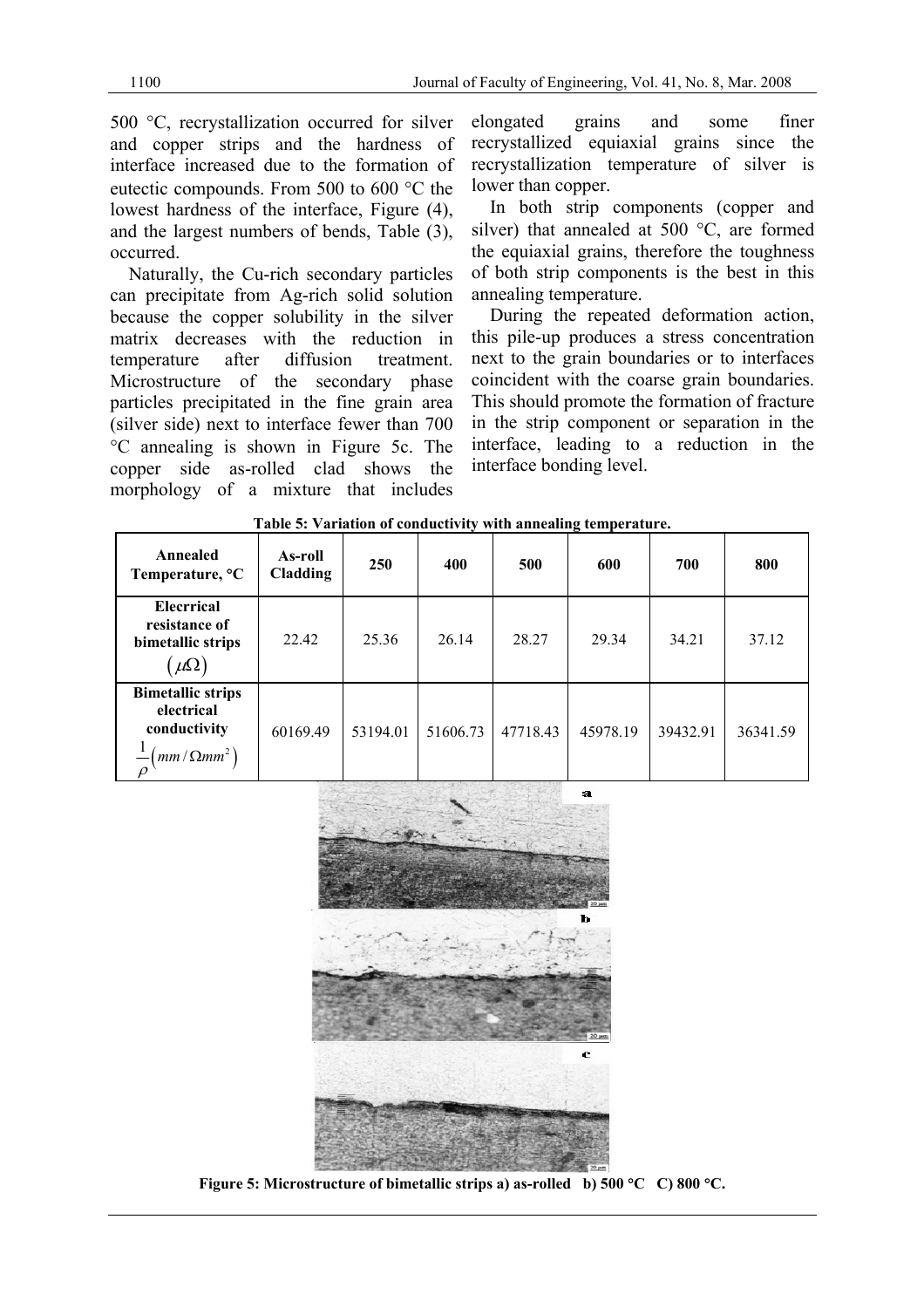500 °C, recrystallization occurred for silver and copper strips and the hardness of interface increased due to the formation of eutectic compounds. From 500 to 600 °C the lowest hardness of the interface, Figure (4), and the largest numbers of bends, Table (3), occurred.

Naturally, the Cu-rich secondary particles can precipitate from Ag-rich solid solution because the copper solubility in the silver matrix decreases with the reduction in temperature after diffusion treatment. Microstructure of the secondary phase particles precipitated in the fine grain area (silver side) next to interface fewer than 700 °C annealing is shown in Figure 5c. The copper side as-rolled clad shows the morphology of a mixture that includes elongated grains and some finer recrystallized equiaxial grains since the recrystallization temperature of silver is lower than copper.

In both strip components (copper and silver) that annealed at 500 °C, are formed the equiaxial grains, therefore the toughness of both strip components is the best in this annealing temperature.

During the repeated deformation action, this pile-up produces a stress concentration next to the grain boundaries or to interfaces coincident with the coarse grain boundaries. This should promote the formation of fracture in the strip component or separation in the interface, leading to a reduction in the interface bonding level.

**Table 5: Variation of conductivity with annealing temperature.**

| Annealed Temperature, °C | As-roll Cladding | 250 | 400 | 500 | 600 | 700 | 800 |
|---|---|---|---|---|---|---|---|
| Elecrrical resistance of bimetallic strips $(\mu\Omega)$ | 22.42 | 25.36 | 26.14 | 28.27 | 29.34 | 34.21 | 37.12 |
| Bimetallic strips electrical conductivity $\frac{1}{\rho}\left(mm/\Omega mm^2\right)$ | 60169.49 | 53194.01 | 51606.73 | 47718.43 | 45978.19 | 39432.91 | 36341.59 |

**Figure 5: Microstructure of bimetallic strips a) as-rolled b) 500 °C C) 800 °C.**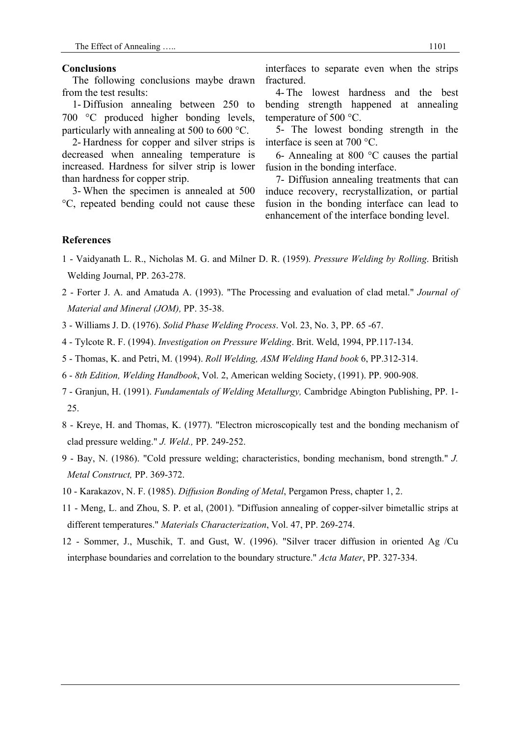## Conclusions

The following conclusions maybe drawn from the test results:

1- Diffusion annealing between 250 to 700 °C produced higher bonding levels, particularly with annealing at 500 to 600 °C.

2- Hardness for copper and silver strips is decreased when annealing temperature is increased. Hardness for silver strip is lower than hardness for copper strip.

3- When the specimen is annealed at 500 °C, repeated bending could not cause these interfaces to separate even when the strips fractured.

4- The lowest hardness and the best bending strength happened at annealing temperature of 500 °C.

5- The lowest bonding strength in the interface is seen at 700 °C.

6- Annealing at 800 °C causes the partial fusion in the bonding interface.

7- Diffusion annealing treatments that can induce recovery, recrystallization, or partial fusion in the bonding interface can lead to enhancement of the interface bonding level.

## References

1 - Vaidyanath L. R., Nicholas M. G. and Milner D. R. (1959). *Pressure Welding by Rolling*. British Welding Journal, PP. 263-278.

2 - Forter J. A. and Amatuda A. (1993). "The Processing and evaluation of clad metal." *Journal of Material and Mineral (JOM),* PP. 35-38.

3 - Williams J. D. (1976). *Solid Phase Welding Process*. Vol. 23, No. 3, PP. 65 -67.

4 - Tylcote R. F. (1994). *Investigation on Pressure Welding*. Brit. Weld, 1994, PP.117-134.

5 - Thomas, K. and Petri, M. (1994). *Roll Welding, ASM Welding Hand book* 6, PP.312-314.

6 - *8th Edition, Welding Handbook*, Vol. 2, American welding Society, (1991). PP. 900-908.

7 - Granjun, H. (1991). *Fundamentals of Welding Metallurgy,* Cambridge Abington Publishing, PP. 1-25.

8 - Kreye, H. and Thomas, K. (1977). "Electron microscopically test and the bonding mechanism of clad pressure welding." *J. Weld.,* PP. 249-252.

9 - Bay, N. (1986). "Cold pressure welding; characteristics, bonding mechanism, bond strength." *J. Metal Construct,* PP. 369-372.

10 - Karakazov, N. F. (1985). *Diffusion Bonding of Metal*, Pergamon Press, chapter 1, 2.

11 - Meng, L. and Zhou, S. P. et al, (2001). "Diffusion annealing of copper-silver bimetallic strips at different temperatures." *Materials Characterization*, Vol. 47, PP. 269-274.

12 - Sommer, J., Muschik, T. and Gust, W. (1996). "Silver tracer diffusion in oriented Ag /Cu interphase boundaries and correlation to the boundary structure." *Acta Mater*, PP. 327-334.